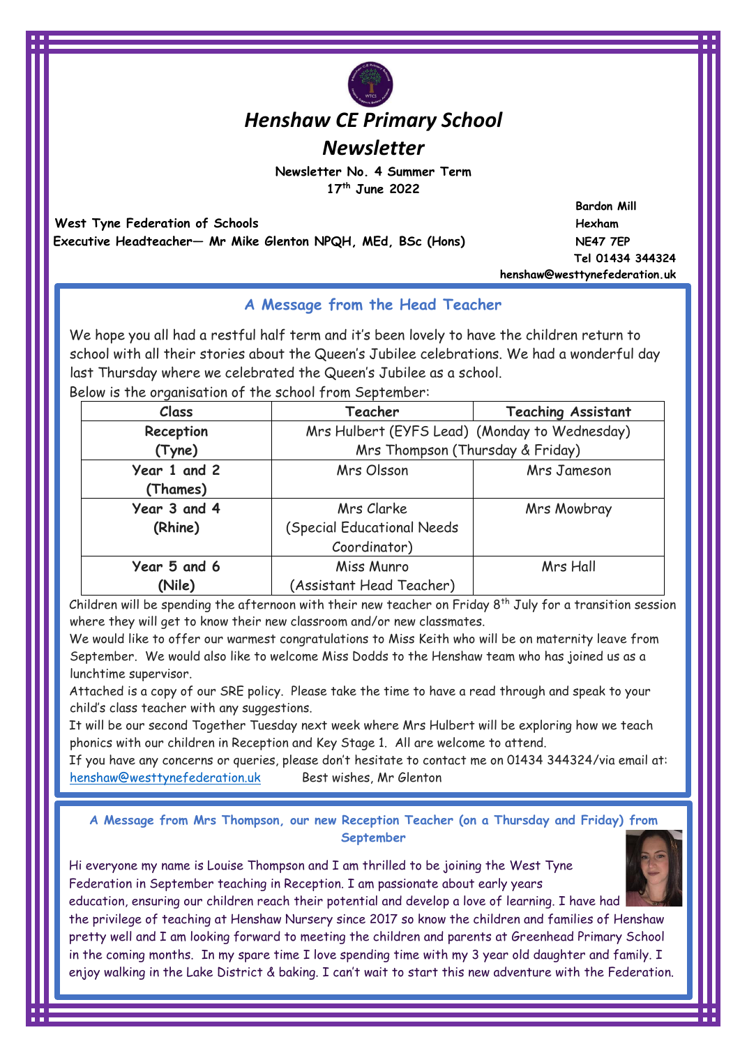# *Henshaw CE Primary School*

## *Newsletter*

**Newsletter No. 4 Summer Term**
**17th June 2022**

**West Tyne Federation of Schools**
**Executive Headteacher— Mr Mike Glenton NPQH, MEd, BSc (Hons)**

**Bardon Mill**
**Hexham**
**NE47 7EP**
**Tel 01434 344324**
**henshaw@westtynefederation.uk**

### A Message from the Head Teacher

We hope you all had a restful half term and it's been lovely to have the children return to school with all their stories about the Queen's Jubilee celebrations. We had a wonderful day last Thursday where we celebrated the Queen's Jubilee as a school.

Below is the organisation of the school from September:

| Class | Teacher | Teaching Assistant |
|---|---|---|
| **Reception (Tyne)** | Mrs Hulbert (EYFS Lead) (Monday to Wednesday) Mrs Thompson (Thursday & Friday) | |
| **Year 1 and 2 (Thames)** | Mrs Olsson | Mrs Jameson |
| **Year 3 and 4 (Rhine)** | Mrs Clarke (Special Educational Needs Coordinator) | Mrs Mowbray |
| **Year 5 and 6 (Nile)** | Miss Munro (Assistant Head Teacher) | Mrs Hall |

Children will be spending the afternoon with their new teacher on Friday 8th July for a transition session where they will get to know their new classroom and/or new classmates.

We would like to offer our warmest congratulations to Miss Keith who will be on maternity leave from September. We would also like to welcome Miss Dodds to the Henshaw team who has joined us as a lunchtime supervisor.

Attached is a copy of our SRE policy. Please take the time to have a read through and speak to your child's class teacher with any suggestions.

It will be our second Together Tuesday next week where Mrs Hulbert will be exploring how we teach phonics with our children in Reception and Key Stage 1. All are welcome to attend.

If you have any concerns or queries, please don't hesitate to contact me on 01434 344324/via email at: henshaw@westtynefederation.uk Best wishes, Mr Glenton

### A Message from Mrs Thompson, our new Reception Teacher (on a Thursday and Friday) from September

Hi everyone my name is Louise Thompson and I am thrilled to be joining the West Tyne Federation in September teaching in Reception. I am passionate about early years education, ensuring our children reach their potential and develop a love of learning. I have had the privilege of teaching at Henshaw Nursery since 2017 so know the children and families of Henshaw pretty well and I am looking forward to meeting the children and parents at Greenhead Primary School in the coming months. In my spare time I love spending time with my 3 year old daughter and family. I enjoy walking in the Lake District & baking. I can't wait to start this new adventure with the Federation.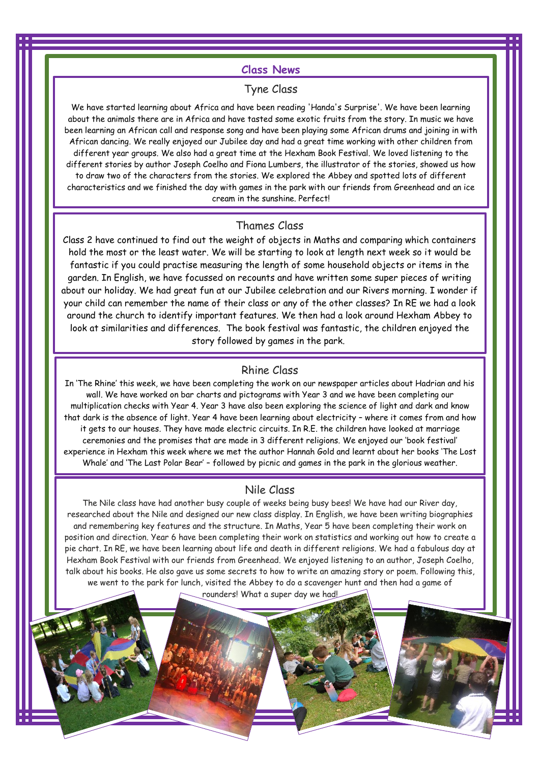# Class News

## Tyne Class

We have started learning about Africa and have been reading 'Handa's Surprise'. We have been learning about the animals there are in Africa and have tasted some exotic fruits from the story. In music we have been learning an African call and response song and have been playing some African drums and joining in with African dancing. We really enjoyed our Jubilee day and had a great time working with other children from different year groups. We also had a great time at the Hexham Book Festival. We loved listening to the different stories by author Joseph Coelho and Fiona Lumbers, the illustrator of the stories, showed us how to draw two of the characters from the stories. We explored the Abbey and spotted lots of different characteristics and we finished the day with games in the park with our friends from Greenhead and an ice cream in the sunshine. Perfect!

## Thames Class

Class 2 have continued to find out the weight of objects in Maths and comparing which containers hold the most or the least water. We will be starting to look at length next week so it would be fantastic if you could practise measuring the length of some household objects or items in the garden. In English, we have focussed on recounts and have written some super pieces of writing about our holiday. We had great fun at our Jubilee celebration and our Rivers morning. I wonder if your child can remember the name of their class or any of the other classes? In RE we had a look around the church to identify important features. We then had a look around Hexham Abbey to look at similarities and differences. The book festival was fantastic, the children enjoyed the story followed by games in the park.

## Rhine Class

In 'The Rhine' this week, we have been completing the work on our newspaper articles about Hadrian and his wall. We have worked on bar charts and pictograms with Year 3 and we have been completing our multiplication checks with Year 4. Year 3 have also been exploring the science of light and dark and know that dark is the absence of light. Year 4 have been learning about electricity – where it comes from and how it gets to our houses. They have made electric circuits. In R.E. the children have looked at marriage ceremonies and the promises that are made in 3 different religions. We enjoyed our 'book festival' experience in Hexham this week where we met the author Hannah Gold and learnt about her books 'The Lost Whale' and 'The Last Polar Bear' – followed by picnic and games in the park in the glorious weather.

## Nile Class

The Nile class have had another busy couple of weeks being busy bees! We have had our River day, researched about the Nile and designed our new class display. In English, we have been writing biographies and remembering key features and the structure. In Maths, Year 5 have been completing their work on position and direction. Year 6 have been completing their work on statistics and working out how to create a pie chart. In RE, we have been learning about life and death in different religions. We had a fabulous day at Hexham Book Festival with our friends from Greenhead. We enjoyed listening to an author, Joseph Coelho, talk about his books. He also gave us some secrets to how to write an amazing story or poem. Following this, we went to the park for lunch, visited the Abbey to do a scavenger hunt and then had a game of rounders! What a super day we had!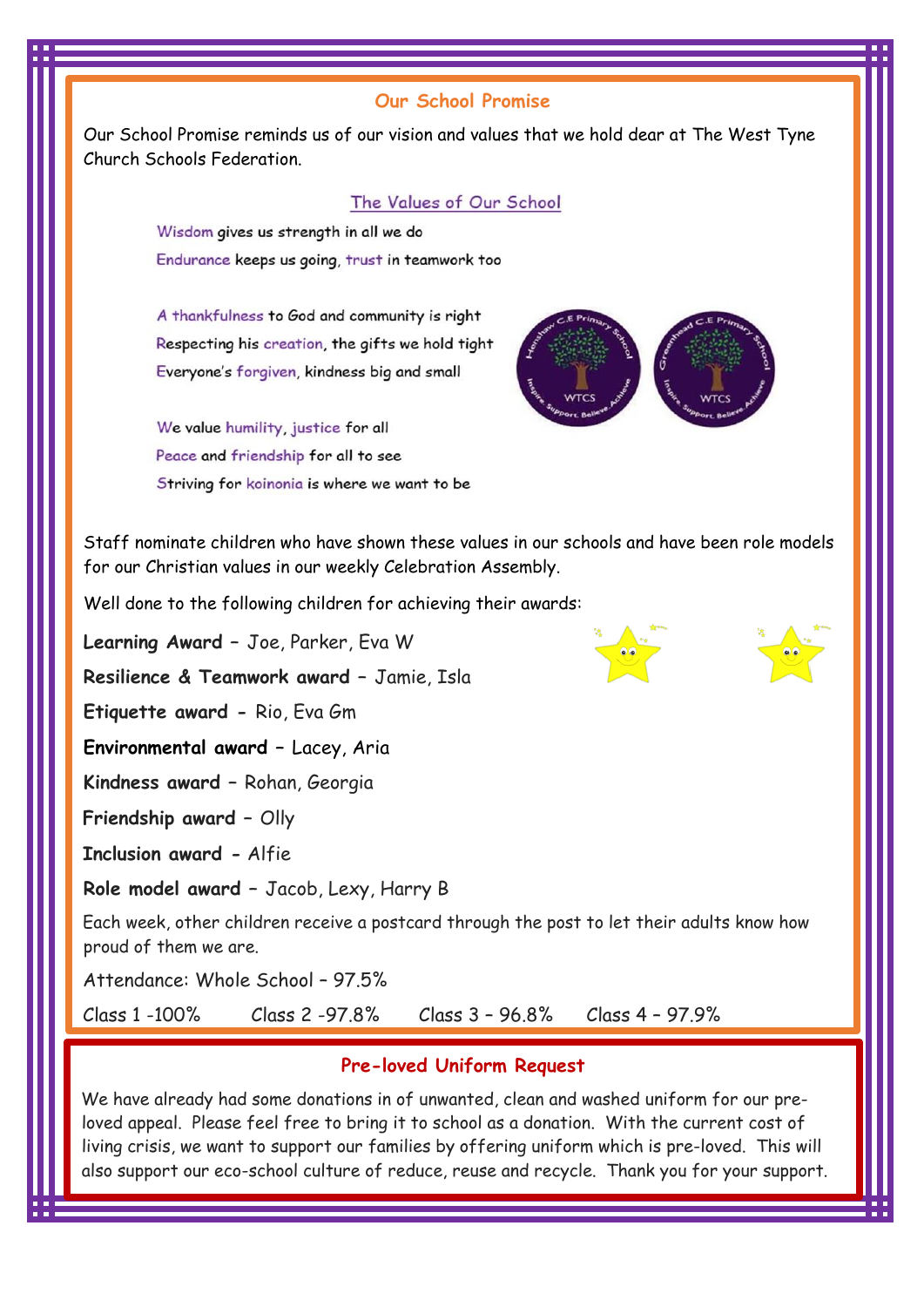## Our School Promise

Our School Promise reminds us of our vision and values that we hold dear at The West Tyne Church Schools Federation.

### The Values of Our School

Wisdom gives us strength in all we do
Endurance keeps us going, trust in teamwork too

A thankfulness to God and community is right
Respecting his creation, the gifts we hold tight
Everyone's forgiven, kindness big and small

We value humility, justice for all
Peace and friendship for all to see
Striving for koinonia is where we want to be

Staff nominate children who have shown these values in our schools and have been role models for our Christian values in our weekly Celebration Assembly.

Well done to the following children for achieving their awards:

**Learning Award** – Joe, Parker, Eva W

**Resilience & Teamwork award** – Jamie, Isla

**Etiquette award** - Rio, Eva Gm

**Environmental award** – Lacey, Aria

**Kindness award** – Rohan, Georgia

**Friendship award** – Olly

**Inclusion award** - Alfie

**Role model award** – Jacob, Lexy, Harry B

Each week, other children receive a postcard through the post to let their adults know how proud of them we are.

Attendance: Whole School – 97.5%

Class 1 -100% Class 2 -97.8% Class 3 – 96.8% Class 4 – 97.9%

## Pre-loved Uniform Request

We have already had some donations in of unwanted, clean and washed uniform for our pre-loved appeal. Please feel free to bring it to school as a donation. With the current cost of living crisis, we want to support our families by offering uniform which is pre-loved. This will also support our eco-school culture of reduce, reuse and recycle. Thank you for your support.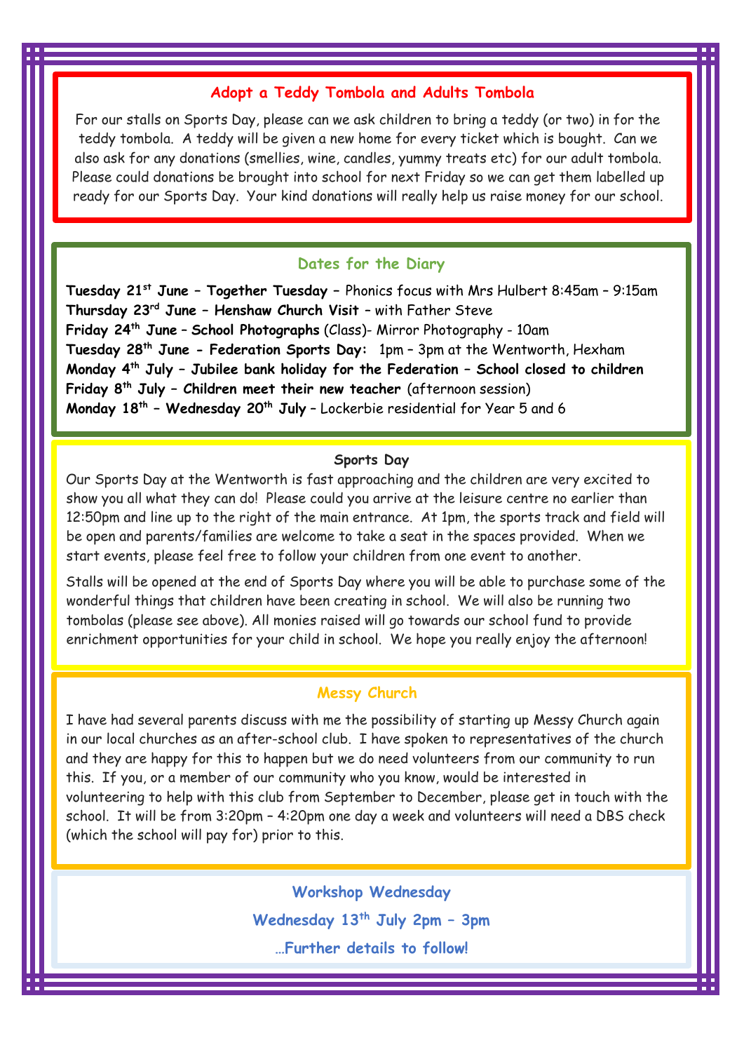## Adopt a Teddy Tombola and Adults Tombola

For our stalls on Sports Day, please can we ask children to bring a teddy (or two) in for the teddy tombola. A teddy will be given a new home for every ticket which is bought. Can we also ask for any donations (smellies, wine, candles, yummy treats etc) for our adult tombola. Please could donations be brought into school for next Friday so we can get them labelled up ready for our Sports Day. Your kind donations will really help us raise money for our school.

## Dates for the Diary

**Tuesday 21st June – Together Tuesday –** Phonics focus with Mrs Hulbert 8:45am – 9:15am
**Thursday 23rd June – Henshaw Church Visit –** with Father Steve
**Friday 24th June – School Photographs** (Class)- Mirror Photography - 10am
**Tuesday 28th June - Federation Sports Day:** 1pm – 3pm at the Wentworth, Hexham
**Monday 4th July – Jubilee bank holiday for the Federation – School closed to children**
**Friday 8th July – Children meet their new teacher** (afternoon session)
**Monday 18th – Wednesday 20th July –** Lockerbie residential for Year 5 and 6

### Sports Day

Our Sports Day at the Wentworth is fast approaching and the children are very excited to show you all what they can do! Please could you arrive at the leisure centre no earlier than 12:50pm and line up to the right of the main entrance. At 1pm, the sports track and field will be open and parents/families are welcome to take a seat in the spaces provided. When we start events, please feel free to follow your children from one event to another.

Stalls will be opened at the end of Sports Day where you will be able to purchase some of the wonderful things that children have been creating in school. We will also be running two tombolas (please see above). All monies raised will go towards our school fund to provide enrichment opportunities for your child in school. We hope you really enjoy the afternoon!

## Messy Church

I have had several parents discuss with me the possibility of starting up Messy Church again in our local churches as an after-school club. I have spoken to representatives of the church and they are happy for this to happen but we do need volunteers from our community to run this. If you, or a member of our community who you know, would be interested in volunteering to help with this club from September to December, please get in touch with the school. It will be from 3:20pm – 4:20pm one day a week and volunteers will need a DBS check (which the school will pay for) prior to this.

## Workshop Wednesday

**Wednesday 13th July 2pm – 3pm**

**…Further details to follow!**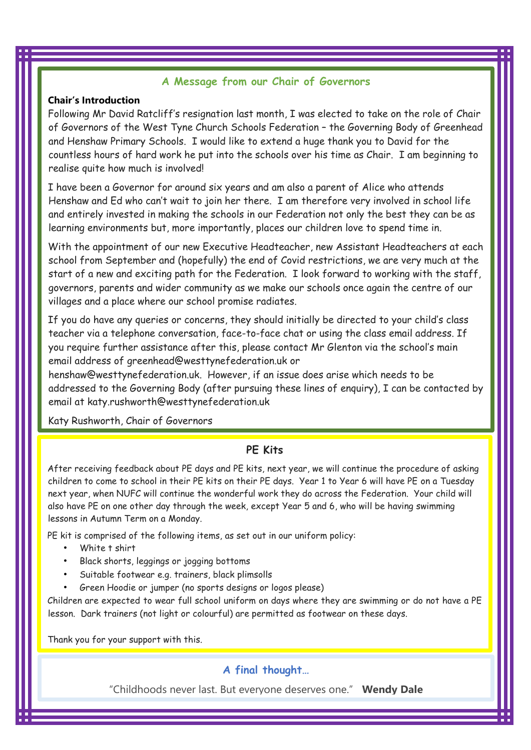## A Message from our Chair of Governors

**Chair's Introduction**

Following Mr David Ratcliff's resignation last month, I was elected to take on the role of Chair of Governors of the West Tyne Church Schools Federation – the Governing Body of Greenhead and Henshaw Primary Schools. I would like to extend a huge thank you to David for the countless hours of hard work he put into the schools over his time as Chair. I am beginning to realise quite how much is involved!

I have been a Governor for around six years and am also a parent of Alice who attends Henshaw and Ed who can't wait to join her there. I am therefore very involved in school life and entirely invested in making the schools in our Federation not only the best they can be as learning environments but, more importantly, places our children love to spend time in.

With the appointment of our new Executive Headteacher, new Assistant Headteachers at each school from September and (hopefully) the end of Covid restrictions, we are very much at the start of a new and exciting path for the Federation. I look forward to working with the staff, governors, parents and wider community as we make our schools once again the centre of our villages and a place where our school promise radiates.

If you do have any queries or concerns, they should initially be directed to your child's class teacher via a telephone conversation, face-to-face chat or using the class email address. If you require further assistance after this, please contact Mr Glenton via the school's main email address of greenhead@westtynefederation.uk or henshaw@westtynefederation.uk. However, if an issue does arise which needs to be addressed to the Governing Body (after pursuing these lines of enquiry), I can be contacted by email at katy.rushworth@westtynefederation.uk

Katy Rushworth, Chair of Governors

## PE Kits

After receiving feedback about PE days and PE kits, next year, we will continue the procedure of asking children to come to school in their PE kits on their PE days. Year 1 to Year 6 will have PE on a Tuesday next year, when NUFC will continue the wonderful work they do across the Federation. Your child will also have PE on one other day through the week, except Year 5 and 6, who will be having swimming lessons in Autumn Term on a Monday.

PE kit is comprised of the following items, as set out in our uniform policy:

- White t shirt
- Black shorts, leggings or jogging bottoms
- Suitable footwear e.g. trainers, black plimsolls
- Green Hoodie or jumper (no sports designs or logos please)

Children are expected to wear full school uniform on days where they are swimming or do not have a PE lesson. Dark trainers (not light or colourful) are permitted as footwear on these days.

Thank you for your support with this.

## A final thought…

"Childhoods never last. But everyone deserves one." **Wendy Dale**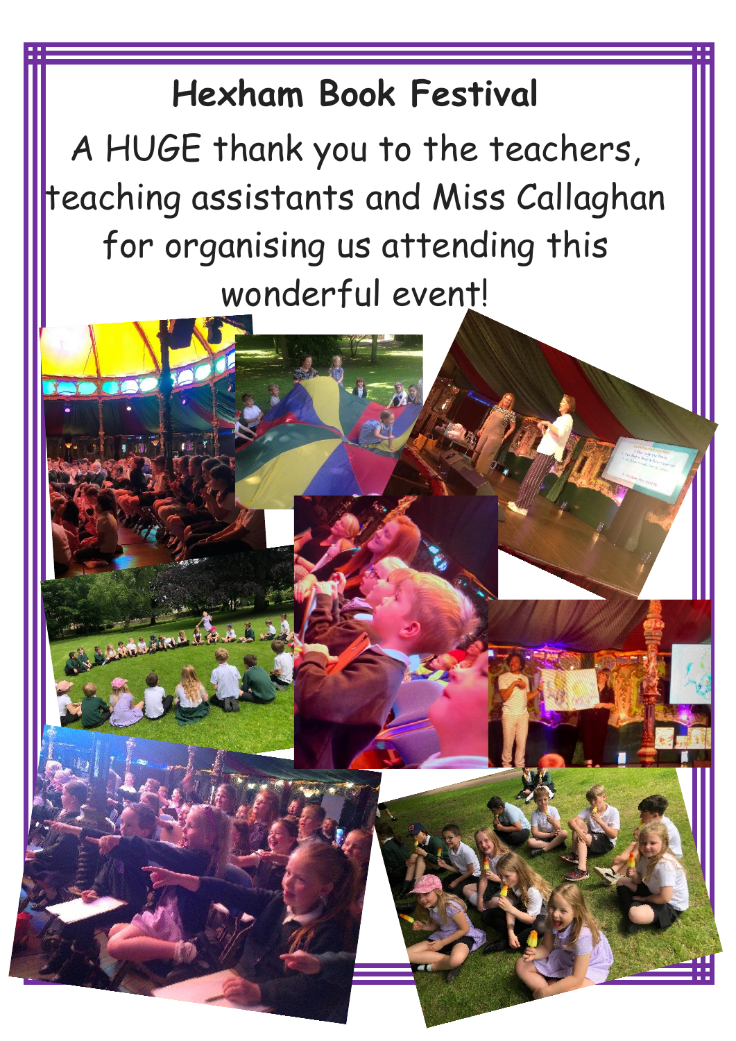# Hexham Book Festival

A HUGE thank you to the teachers, teaching assistants and Miss Callaghan for organising us attending this wonderful event!